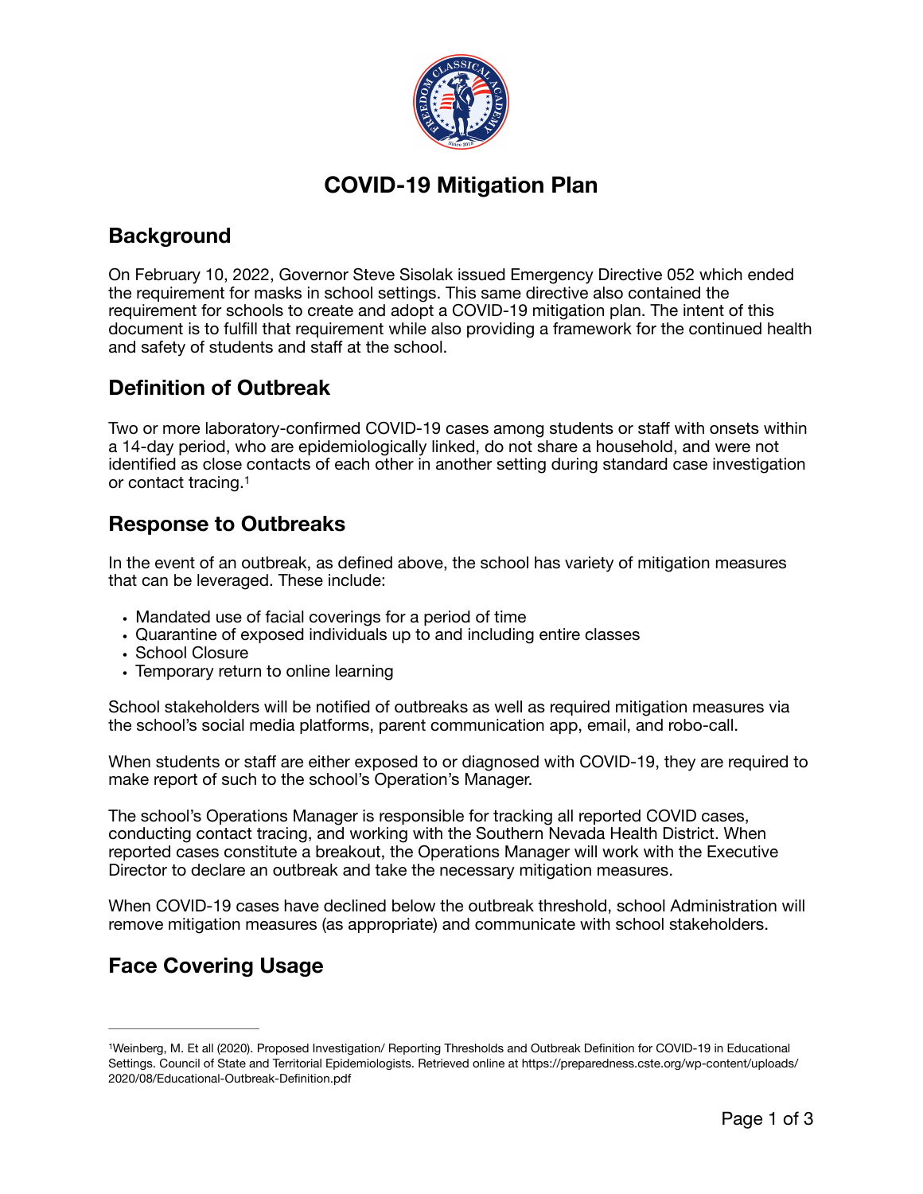# COVID-19 Mitigation Plan

## Background

On February 10, 2022, Governor Steve Sisolak issued Emergency Directive 052 which ended the requirement for masks in school settings. This same directive also contained the requirement for schools to create and adopt a COVID-19 mitigation plan. The intent of this document is to fulfill that requirement while also providing a framework for the continued health and safety of students and staff at the school.

## Definition of Outbreak

Two or more laboratory-confirmed COVID-19 cases among students or staff with onsets within a 14-day period, who are epidemiologically linked, do not share a household, and were not identified as close contacts of each other in another setting during standard case investigation or contact tracing.[1]

## Response to Outbreaks

In the event of an outbreak, as defined above, the school has variety of mitigation measures that can be leveraged. These include:

- Mandated use of facial coverings for a period of time
- Quarantine of exposed individuals up to and including entire classes
- School Closure
- Temporary return to online learning

School stakeholders will be notified of outbreaks as well as required mitigation measures via the school's social media platforms, parent communication app, email, and robo-call.

When students or staff are either exposed to or diagnosed with COVID-19, they are required to make report of such to the school's Operation's Manager.

The school's Operations Manager is responsible for tracking all reported COVID cases, conducting contact tracing, and working with the Southern Nevada Health District. When reported cases constitute a breakout, the Operations Manager will work with the Executive Director to declare an outbreak and take the necessary mitigation measures.

When COVID-19 cases have declined below the outbreak threshold, school Administration will remove mitigation measures (as appropriate) and communicate with school stakeholders.

## Face Covering Usage

---

[1] Weinberg, M. Et all (2020). Proposed Investigation/ Reporting Thresholds and Outbreak Definition for COVID-19 in Educational Settings. Council of State and Territorial Epidemiologists. Retrieved online at https://preparedness.cste.org/wp-content/uploads/2020/08/Educational-Outbreak-Definition.pdf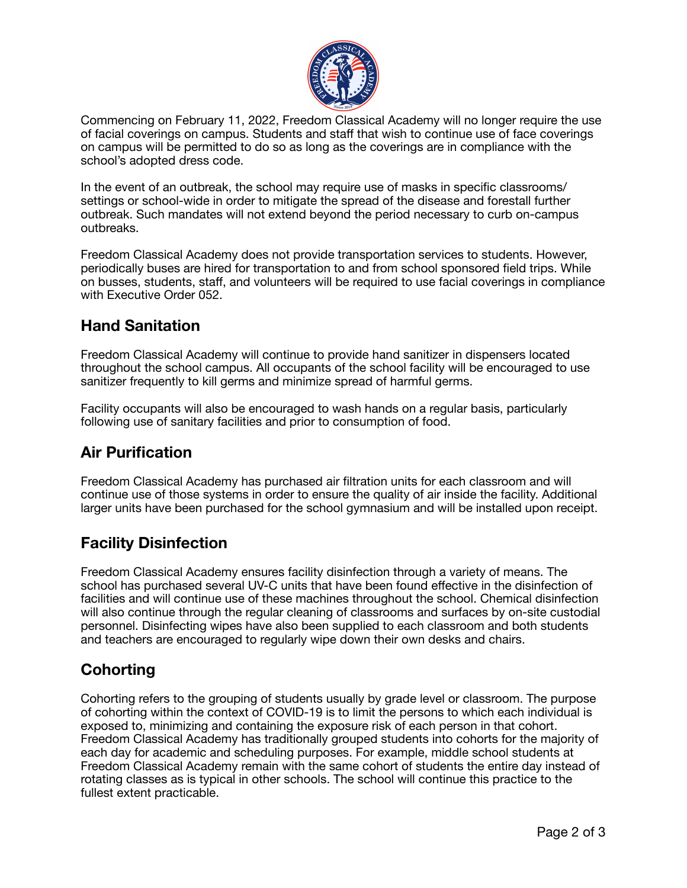Commencing on February 11, 2022, Freedom Classical Academy will no longer require the use of facial coverings on campus. Students and staff that wish to continue use of face coverings on campus will be permitted to do so as long as the coverings are in compliance with the school's adopted dress code.

In the event of an outbreak, the school may require use of masks in specific classrooms/ settings or school-wide in order to mitigate the spread of the disease and forestall further outbreak. Such mandates will not extend beyond the period necessary to curb on-campus outbreaks.

Freedom Classical Academy does not provide transportation services to students. However, periodically buses are hired for transportation to and from school sponsored field trips. While on busses, students, staff, and volunteers will be required to use facial coverings in compliance with Executive Order 052.

## Hand Sanitation

Freedom Classical Academy will continue to provide hand sanitizer in dispensers located throughout the school campus. All occupants of the school facility will be encouraged to use sanitizer frequently to kill germs and minimize spread of harmful germs.

Facility occupants will also be encouraged to wash hands on a regular basis, particularly following use of sanitary facilities and prior to consumption of food.

## Air Purification

Freedom Classical Academy has purchased air filtration units for each classroom and will continue use of those systems in order to ensure the quality of air inside the facility. Additional larger units have been purchased for the school gymnasium and will be installed upon receipt.

## Facility Disinfection

Freedom Classical Academy ensures facility disinfection through a variety of means. The school has purchased several UV-C units that have been found effective in the disinfection of facilities and will continue use of these machines throughout the school. Chemical disinfection will also continue through the regular cleaning of classrooms and surfaces by on-site custodial personnel. Disinfecting wipes have also been supplied to each classroom and both students and teachers are encouraged to regularly wipe down their own desks and chairs.

## Cohorting

Cohorting refers to the grouping of students usually by grade level or classroom. The purpose of cohorting within the context of COVID-19 is to limit the persons to which each individual is exposed to, minimizing and containing the exposure risk of each person in that cohort. Freedom Classical Academy has traditionally grouped students into cohorts for the majority of each day for academic and scheduling purposes. For example, middle school students at Freedom Classical Academy remain with the same cohort of students the entire day instead of rotating classes as is typical in other schools. The school will continue this practice to the fullest extent practicable.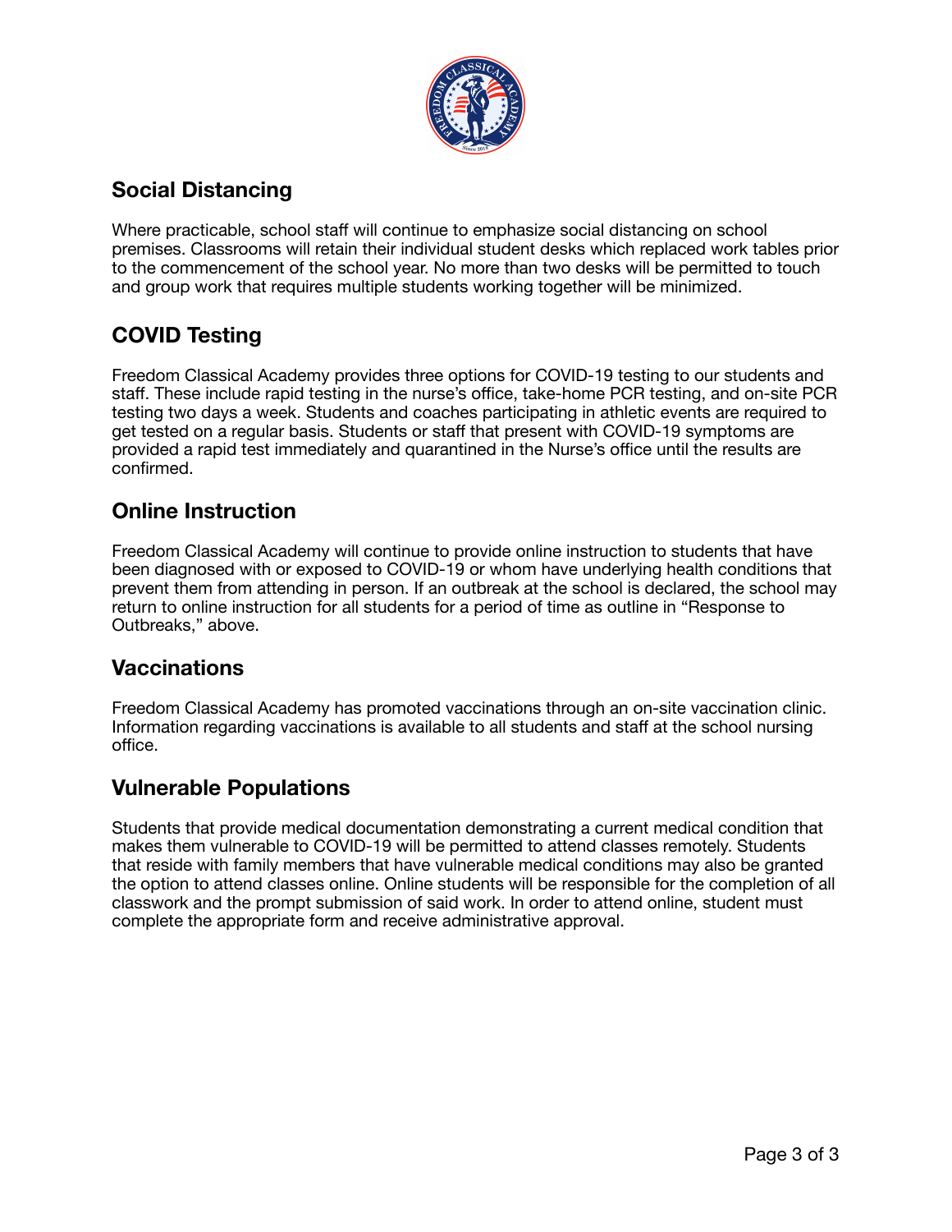## Social Distancing

Where practicable, school staff will continue to emphasize social distancing on school premises. Classrooms will retain their individual student desks which replaced work tables prior to the commencement of the school year. No more than two desks will be permitted to touch and group work that requires multiple students working together will be minimized.

## COVID Testing

Freedom Classical Academy provides three options for COVID-19 testing to our students and staff. These include rapid testing in the nurse's office, take-home PCR testing, and on-site PCR testing two days a week. Students and coaches participating in athletic events are required to get tested on a regular basis. Students or staff that present with COVID-19 symptoms are provided a rapid test immediately and quarantined in the Nurse's office until the results are confirmed.

## Online Instruction

Freedom Classical Academy will continue to provide online instruction to students that have been diagnosed with or exposed to COVID-19 or whom have underlying health conditions that prevent them from attending in person. If an outbreak at the school is declared, the school may return to online instruction for all students for a period of time as outline in "Response to Outbreaks," above.

## Vaccinations

Freedom Classical Academy has promoted vaccinations through an on-site vaccination clinic. Information regarding vaccinations is available to all students and staff at the school nursing office.

## Vulnerable Populations

Students that provide medical documentation demonstrating a current medical condition that makes them vulnerable to COVID-19 will be permitted to attend classes remotely. Students that reside with family members that have vulnerable medical conditions may also be granted the option to attend classes online. Online students will be responsible for the completion of all classwork and the prompt submission of said work. In order to attend online, student must complete the appropriate form and receive administrative approval.